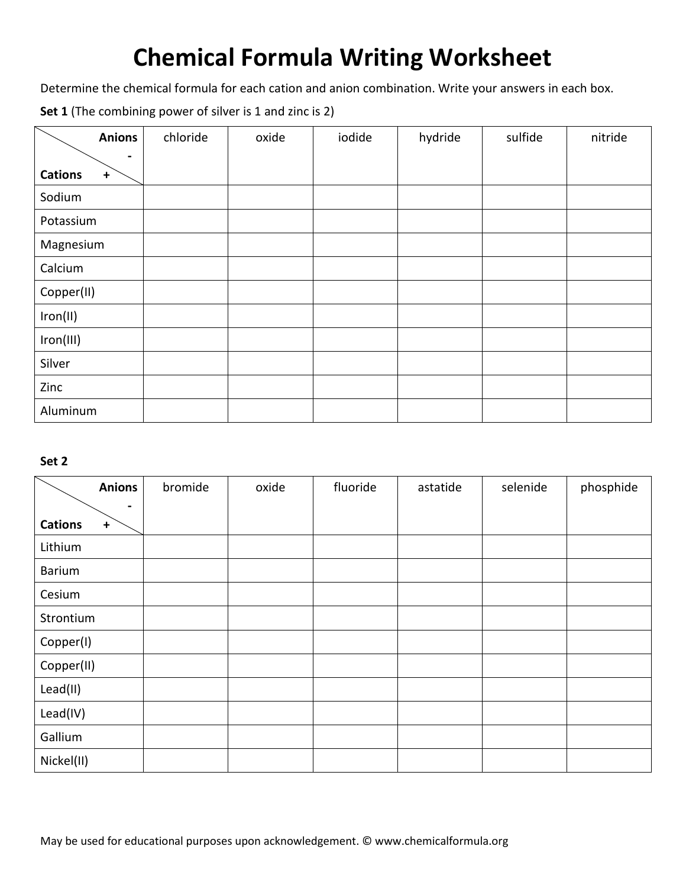# Chemical Formula Writing Worksheet

Determine the chemical formula for each cation and anion combination. Write your answers in each box.

**Set 1** (The combining power of silver is 1 and zinc is 2)

| **Anions -** / **Cations +** | chloride | oxide | iodide | hydride | sulfide | nitride |
|---|---|---|---|---|---|---|
| Sodium | | | | | | |
| Potassium | | | | | | |
| Magnesium | | | | | | |
| Calcium | | | | | | |
| Copper(II) | | | | | | |
| Iron(II) | | | | | | |
| Iron(III) | | | | | | |
| Silver | | | | | | |
| Zinc | | | | | | |
| Aluminum | | | | | | |

**Set 2**

| **Anions -** / **Cations +** | bromide | oxide | fluoride | astatide | selenide | phosphide |
|---|---|---|---|---|---|---|
| Lithium | | | | | | |
| Barium | | | | | | |
| Cesium | | | | | | |
| Strontium | | | | | | |
| Copper(I) | | | | | | |
| Copper(II) | | | | | | |
| Lead(II) | | | | | | |
| Lead(IV) | | | | | | |
| Gallium | | | | | | |
| Nickel(II) | | | | | | |

May be used for educational purposes upon acknowledgement. © www.chemicalformula.org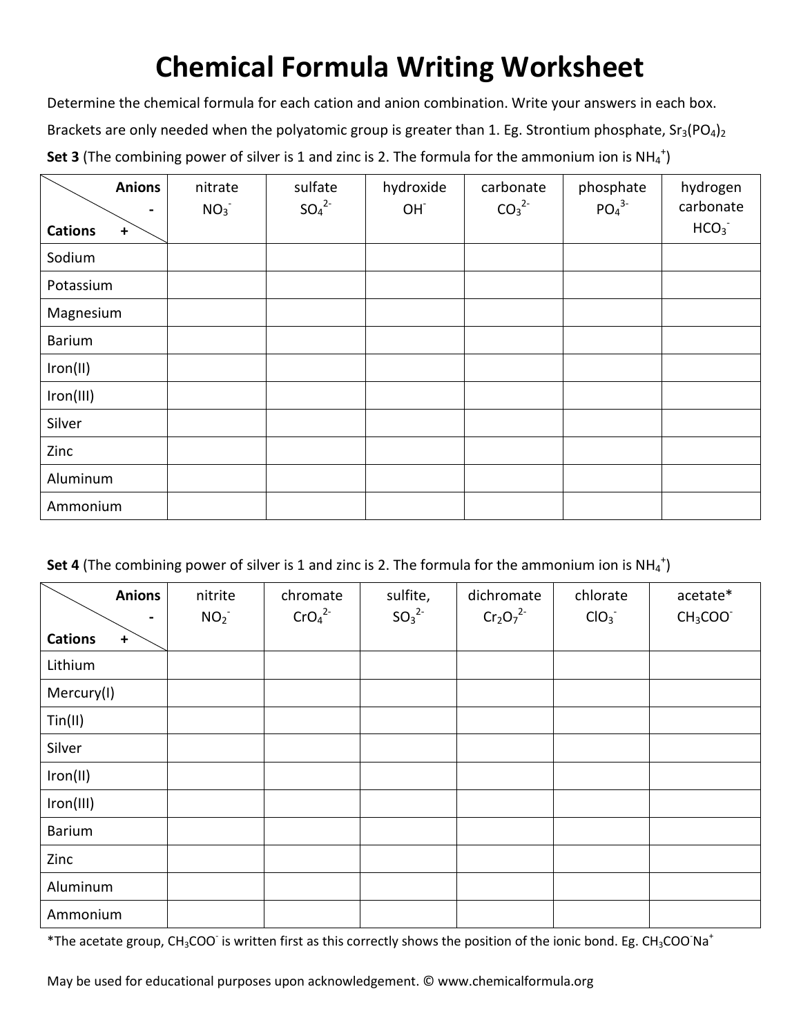# Chemical Formula Writing Worksheet

Determine the chemical formula for each cation and anion combination. Write your answers in each box.

Brackets are only needed when the polyatomic group is greater than 1. Eg. Strontium phosphate, $Sr_3(PO_4)_2$

**Set 3** (The combining power of silver is 1 and zinc is 2. The formula for the ammonium ion is $NH_4^+$)

| Anions - / Cations + | nitrate $NO_3^-$ | sulfate $SO_4^{2-}$ | hydroxide $OH^-$ | carbonate $CO_3^{2-}$ | phosphate $PO_4^{3-}$ | hydrogen carbonate $HCO_3^-$ |
|---|---|---|---|---|---|---|
| Sodium | | | | | | |
| Potassium | | | | | | |
| Magnesium | | | | | | |
| Barium | | | | | | |
| Iron(II) | | | | | | |
| Iron(III) | | | | | | |
| Silver | | | | | | |
| Zinc | | | | | | |
| Aluminum | | | | | | |
| Ammonium | | | | | | |

**Set 4** (The combining power of silver is 1 and zinc is 2. The formula for the ammonium ion is $NH_4^+$)

| Anions - / Cations + | nitrite $NO_2^-$ | chromate $CrO_4^{2-}$ | sulfite, $SO_3^{2-}$ | dichromate $Cr_2O_7^{2-}$ | chlorate $ClO_3^-$ | acetate* $CH_3COO^-$ |
|---|---|---|---|---|---|---|
| Lithium | | | | | | |
| Mercury(I) | | | | | | |
| Tin(II) | | | | | | |
| Silver | | | | | | |
| Iron(II) | | | | | | |
| Iron(III) | | | | | | |
| Barium | | | | | | |
| Zinc | | | | | | |
| Aluminum | | | | | | |
| Ammonium | | | | | | |

*The acetate group, $CH_3COO^-$ is written first as this correctly shows the position of the ionic bond. Eg. $CH_3COO^-Na^+$

May be used for educational purposes upon acknowledgement. © www.chemicalformula.org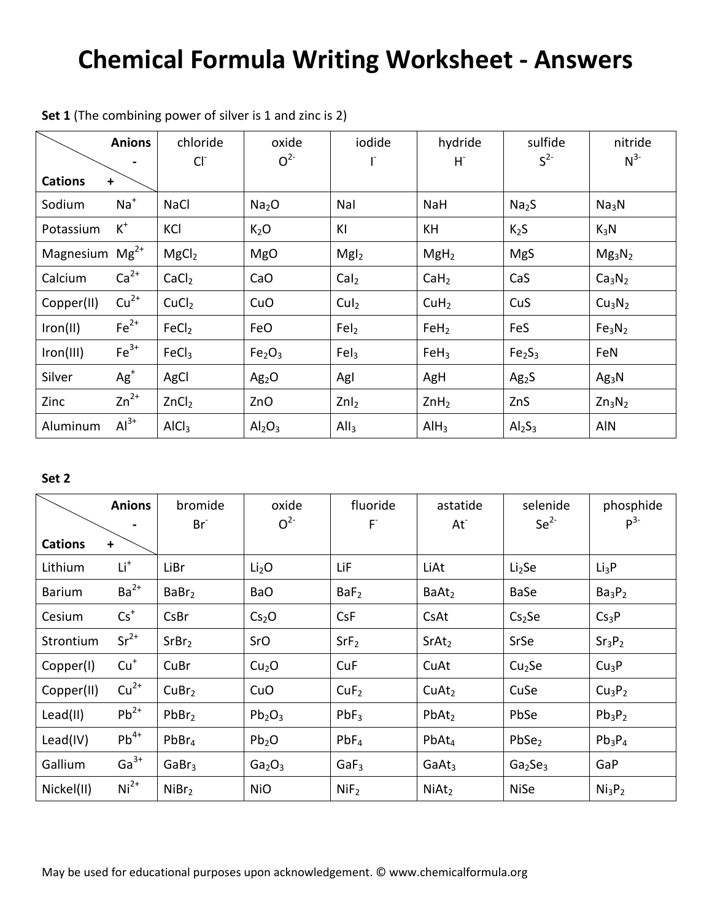# Chemical Formula Writing Worksheet - Answers

**Set 1** (The combining power of silver is 1 and zinc is 2)

| Anions - / Cations + | | chloride $Cl^-$ | oxide $O^{2-}$ | iodide $I^-$ | hydride $H^-$ | sulfide $S^{2-}$ | nitride $N^{3-}$ |
|---|---|---|---|---|---|---|---|
| Sodium | $Na^+$ | $NaCl$ | $Na_2O$ | $NaI$ | $NaH$ | $Na_2S$ | $Na_3N$ |
| Potassium | $K^+$ | $KCl$ | $K_2O$ | $KI$ | $KH$ | $K_2S$ | $K_3N$ |
| Magnesium | $Mg^{2+}$ | $MgCl_2$ | $MgO$ | $MgI_2$ | $MgH_2$ | $MgS$ | $Mg_3N_2$ |
| Calcium | $Ca^{2+}$ | $CaCl_2$ | $CaO$ | $CaI_2$ | $CaH_2$ | $CaS$ | $Ca_3N_2$ |
| Copper(II) | $Cu^{2+}$ | $CuCl_2$ | $CuO$ | $CuI_2$ | $CuH_2$ | $CuS$ | $Cu_3N_2$ |
| Iron(II) | $Fe^{2+}$ | $FeCl_2$ | $FeO$ | $FeI_2$ | $FeH_2$ | $FeS$ | $Fe_3N_2$ |
| Iron(III) | $Fe^{3+}$ | $FeCl_3$ | $Fe_2O_3$ | $FeI_3$ | $FeH_3$ | $Fe_2S_3$ | $FeN$ |
| Silver | $Ag^+$ | $AgCl$ | $Ag_2O$ | $AgI$ | $AgH$ | $Ag_2S$ | $Ag_3N$ |
| Zinc | $Zn^{2+}$ | $ZnCl_2$ | $ZnO$ | $ZnI_2$ | $ZnH_2$ | $ZnS$ | $Zn_3N_2$ |
| Aluminum | $Al^{3+}$ | $AlCl_3$ | $Al_2O_3$ | $AlI_3$ | $AlH_3$ | $Al_2S_3$ | $AlN$ |

**Set 2**

| Anions - / Cations + | | bromide $Br^-$ | oxide $O^{2-}$ | fluoride $F^-$ | astatide $At^-$ | selenide $Se^{2-}$ | phosphide $P^{3-}$ |
|---|---|---|---|---|---|---|---|
| Lithium | $Li^+$ | $LiBr$ | $Li_2O$ | $LiF$ | $LiAt$ | $Li_2Se$ | $Li_3P$ |
| Barium | $Ba^{2+}$ | $BaBr_2$ | $BaO$ | $BaF_2$ | $BaAt_2$ | $BaSe$ | $Ba_3P_2$ |
| Cesium | $Cs^+$ | $CsBr$ | $Cs_2O$ | $CsF$ | $CsAt$ | $Cs_2Se$ | $Cs_3P$ |
| Strontium | $Sr^{2+}$ | $SrBr_2$ | $SrO$ | $SrF_2$ | $SrAt_2$ | $SrSe$ | $Sr_3P_2$ |
| Copper(I) | $Cu^+$ | $CuBr$ | $Cu_2O$ | $CuF$ | $CuAt$ | $Cu_2Se$ | $Cu_3P$ |
| Copper(II) | $Cu^{2+}$ | $CuBr_2$ | $CuO$ | $CuF_2$ | $CuAt_2$ | $CuSe$ | $Cu_3P_2$ |
| Lead(II) | $Pb^{2+}$ | $PbBr_2$ | $Pb_2O_3$ | $PbF_3$ | $PbAt_2$ | $PbSe$ | $Pb_3P_2$ |
| Lead(IV) | $Pb^{4+}$ | $PbBr_4$ | $Pb_2O$ | $PbF_4$ | $PbAt_4$ | $PbSe_2$ | $Pb_3P_4$ |
| Gallium | $Ga^{3+}$ | $GaBr_3$ | $Ga_2O_3$ | $GaF_3$ | $GaAt_3$ | $Ga_2Se_3$ | $GaP$ |
| Nickel(II) | $Ni^{2+}$ | $NiBr_2$ | $NiO$ | $NiF_2$ | $NiAt_2$ | $NiSe$ | $Ni_3P_2$ |

May be used for educational purposes upon acknowledgement. © www.chemicalformula.org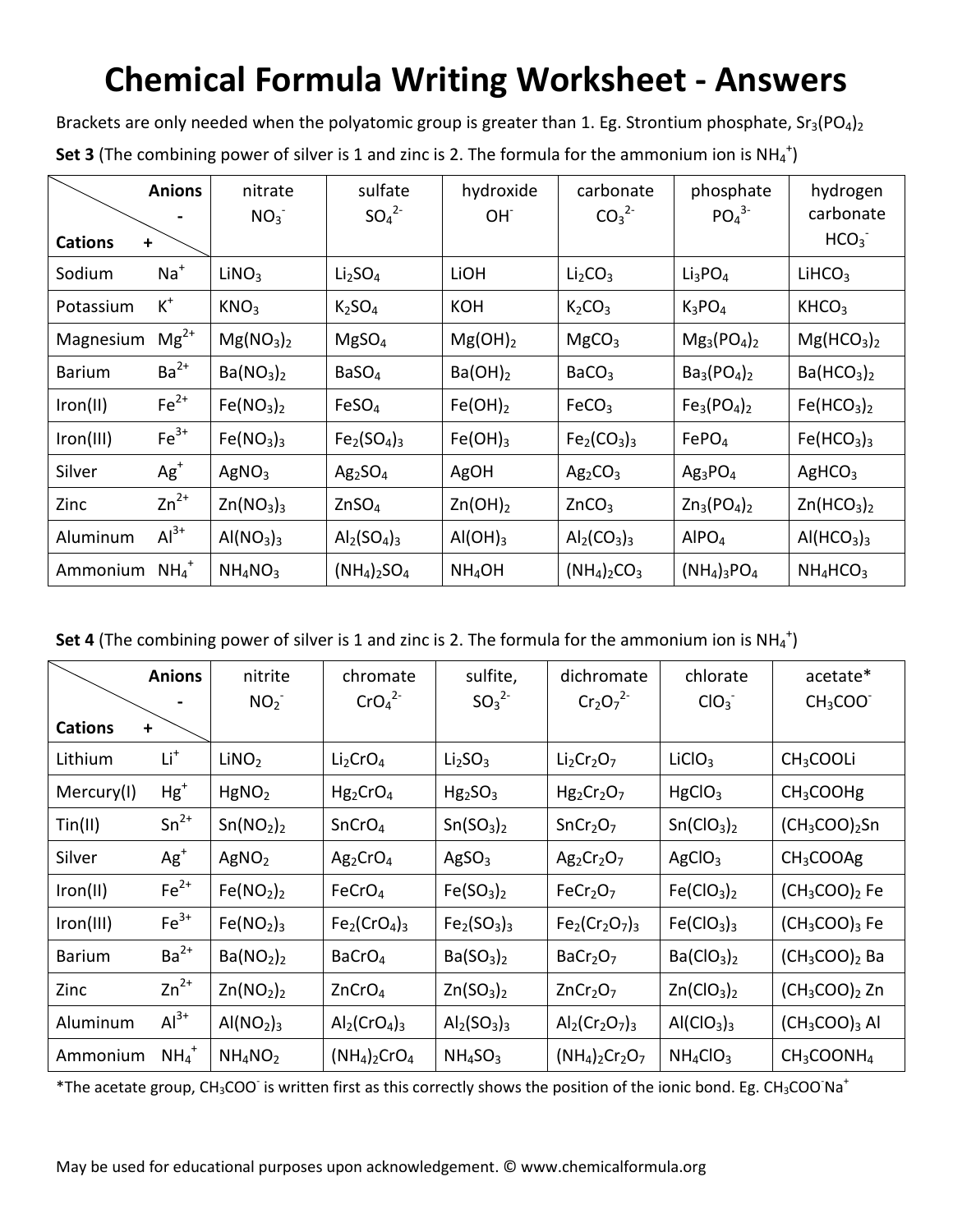# Chemical Formula Writing Worksheet - Answers

Brackets are only needed when the polyatomic group is greater than 1. Eg. Strontium phosphate, $Sr_3(PO_4)_2$

**Set 3** (The combining power of silver is 1 and zinc is 2. The formula for the ammonium ion is $NH_4^+$)

| Anions - / Cations + | | nitrate $NO_3^-$ | sulfate $SO_4^{2-}$ | hydroxide $OH^-$ | carbonate $CO_3^{2-}$ | phosphate $PO_4^{3-}$ | hydrogen carbonate $HCO_3^-$ |
|---|---|---|---|---|---|---|---|
| Sodium | $Na^+$ | $LiNO_3$ | $Li_2SO_4$ | $LiOH$ | $Li_2CO_3$ | $Li_3PO_4$ | $LiHCO_3$ |
| Potassium | $K^+$ | $KNO_3$ | $K_2SO_4$ | $KOH$ | $K_2CO_3$ | $K_3PO_4$ | $KHCO_3$ |
| Magnesium | $Mg^{2+}$ | $Mg(NO_3)_2$ | $MgSO_4$ | $Mg(OH)_2$ | $MgCO_3$ | $Mg_3(PO_4)_2$ | $Mg(HCO_3)_2$ |
| Barium | $Ba^{2+}$ | $Ba(NO_3)_2$ | $BaSO_4$ | $Ba(OH)_2$ | $BaCO_3$ | $Ba_3(PO_4)_2$ | $Ba(HCO_3)_2$ |
| Iron(II) | $Fe^{2+}$ | $Fe(NO_3)_2$ | $FeSO_4$ | $Fe(OH)_2$ | $FeCO_3$ | $Fe_3(PO_4)_2$ | $Fe(HCO_3)_2$ |
| Iron(III) | $Fe^{3+}$ | $Fe(NO_3)_3$ | $Fe_2(SO_4)_3$ | $Fe(OH)_3$ | $Fe_2(CO_3)_3$ | $FePO_4$ | $Fe(HCO_3)_3$ |
| Silver | $Ag^+$ | $AgNO_3$ | $Ag_2SO_4$ | $AgOH$ | $Ag_2CO_3$ | $Ag_3PO_4$ | $AgHCO_3$ |
| Zinc | $Zn^{2+}$ | $Zn(NO_3)_3$ | $ZnSO_4$ | $Zn(OH)_2$ | $ZnCO_3$ | $Zn_3(PO_4)_2$ | $Zn(HCO_3)_2$ |
| Aluminum | $Al^{3+}$ | $Al(NO_3)_3$ | $Al_2(SO_4)_3$ | $Al(OH)_3$ | $Al_2(CO_3)_3$ | $AlPO_4$ | $Al(HCO_3)_3$ |
| Ammonium | $NH_4^+$ | $NH_4NO_3$ | $(NH_4)_2SO_4$ | $NH_4OH$ | $(NH_4)_2CO_3$ | $(NH_4)_3PO_4$ | $NH_4HCO_3$ |

**Set 4** (The combining power of silver is 1 and zinc is 2. The formula for the ammonium ion is $NH_4^+$)

| Anions - / Cations + | | nitrite $NO_2^-$ | chromate $CrO_4^{2-}$ | sulfite, $SO_3^{2-}$ | dichromate $Cr_2O_7^{2-}$ | chlorate $ClO_3^-$ | acetate* $CH_3COO^-$ |
|---|---|---|---|---|---|---|---|
| Lithium | $Li^+$ | $LiNO_2$ | $Li_2CrO_4$ | $Li_2SO_3$ | $Li_2Cr_2O_7$ | $LiClO_3$ | $CH_3COOLi$ |
| Mercury(I) | $Hg^+$ | $HgNO_2$ | $Hg_2CrO_4$ | $Hg_2SO_3$ | $Hg_2Cr_2O_7$ | $HgClO_3$ | $CH_3COOHg$ |
| Tin(II) | $Sn^{2+}$ | $Sn(NO_2)_2$ | $SnCrO_4$ | $Sn(SO_3)_2$ | $SnCr_2O_7$ | $Sn(ClO_3)_2$ | $(CH_3COO)_2Sn$ |
| Silver | $Ag^+$ | $AgNO_2$ | $Ag_2CrO_4$ | $AgSO_3$ | $Ag_2Cr_2O_7$ | $AgClO_3$ | $CH_3COOAg$ |
| Iron(II) | $Fe^{2+}$ | $Fe(NO_2)_2$ | $FeCrO_4$ | $Fe(SO_3)_2$ | $FeCr_2O_7$ | $Fe(ClO_3)_2$ | $(CH_3COO)_2$ Fe |
| Iron(III) | $Fe^{3+}$ | $Fe(NO_2)_3$ | $Fe_2(CrO_4)_3$ | $Fe_2(SO_3)_3$ | $Fe_2(Cr_2O_7)_3$ | $Fe(ClO_3)_3$ | $(CH_3COO)_3$ Fe |
| Barium | $Ba^{2+}$ | $Ba(NO_2)_2$ | $BaCrO_4$ | $Ba(SO_3)_2$ | $BaCr_2O_7$ | $Ba(ClO_3)_2$ | $(CH_3COO)_2$ Ba |
| Zinc | $Zn^{2+}$ | $Zn(NO_2)_2$ | $ZnCrO_4$ | $Zn(SO_3)_2$ | $ZnCr_2O_7$ | $Zn(ClO_3)_2$ | $(CH_3COO)_2$ Zn |
| Aluminum | $Al^{3+}$ | $Al(NO_2)_3$ | $Al_2(CrO_4)_3$ | $Al_2(SO_3)_3$ | $Al_2(Cr_2O_7)_3$ | $Al(ClO_3)_3$ | $(CH_3COO)_3$ Al |
| Ammonium | $NH_4^+$ | $NH_4NO_2$ | $(NH_4)_2CrO_4$ | $NH_4SO_3$ | $(NH_4)_2Cr_2O_7$ | $NH_4ClO_3$ | $CH_3COONH_4$ |

*The acetate group, $CH_3COO^-$ is written first as this correctly shows the position of the ionic bond. Eg. $CH_3COO^-Na^+$

May be used for educational purposes upon acknowledgement. © www.chemicalformula.org